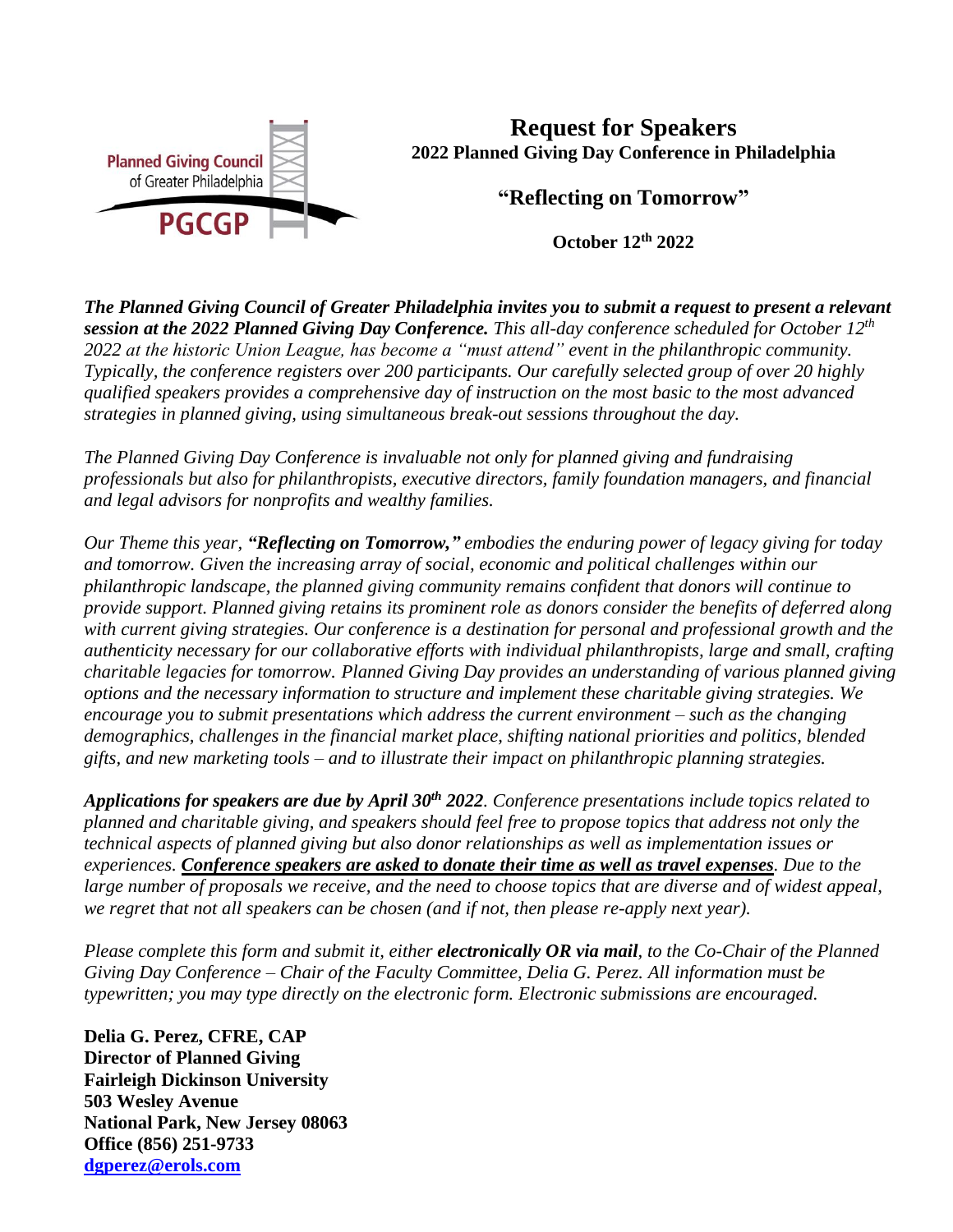Planned Giving Council of Greater Philadelphia

PGCGP

# Request for Speakers

**2022 Planned Giving Day Conference in Philadelphia**

**"Reflecting on Tomorrow"**

**October 12th 2022**

***The Planned Giving Council of Greater Philadelphia invites you to submit a request to present a relevant session at the 2022 Planned Giving Day Conference.*** *This all-day conference scheduled for October 12th 2022 at the historic Union League, has become a "must attend" event in the philanthropic community. Typically, the conference registers over 200 participants. Our carefully selected group of over 20 highly qualified speakers provides a comprehensive day of instruction on the most basic to the most advanced strategies in planned giving, using simultaneous break-out sessions throughout the day.*

*The Planned Giving Day Conference is invaluable not only for planned giving and fundraising professionals but also for philanthropists, executive directors, family foundation managers, and financial and legal advisors for nonprofits and wealthy families.*

*Our Theme this year,* ***"Reflecting on Tomorrow,"*** *embodies the enduring power of legacy giving for today and tomorrow. Given the increasing array of social, economic and political challenges within our philanthropic landscape, the planned giving community remains confident that donors will continue to provide support. Planned giving retains its prominent role as donors consider the benefits of deferred along with current giving strategies. Our conference is a destination for personal and professional growth and the authenticity necessary for our collaborative efforts with individual philanthropists, large and small, crafting charitable legacies for tomorrow. Planned Giving Day provides an understanding of various planned giving options and the necessary information to structure and implement these charitable giving strategies. We encourage you to submit presentations which address the current environment – such as the changing demographics, challenges in the financial market place, shifting national priorities and politics, blended gifts, and new marketing tools – and to illustrate their impact on philanthropic planning strategies.*

***Applications for speakers are due by April 30th 2022****. Conference presentations include topics related to planned and charitable giving, and speakers should feel free to propose topics that address not only the technical aspects of planned giving but also donor relationships as well as implementation issues or experiences.* ***Conference speakers are asked to donate their time as well as travel expenses****. Due to the large number of proposals we receive, and the need to choose topics that are diverse and of widest appeal, we regret that not all speakers can be chosen (and if not, then please re-apply next year).*

*Please complete this form and submit it, either* ***electronically OR via mail****, to the Co-Chair of the Planned Giving Day Conference – Chair of the Faculty Committee, Delia G. Perez. All information must be typewritten; you may type directly on the electronic form. Electronic submissions are encouraged.*

**Delia G. Perez, CFRE, CAP**
**Director of Planned Giving**
**Fairleigh Dickinson University**
**503 Wesley Avenue**
**National Park, New Jersey 08063**
**Office (856) 251-9733**
**dgperez@erols.com**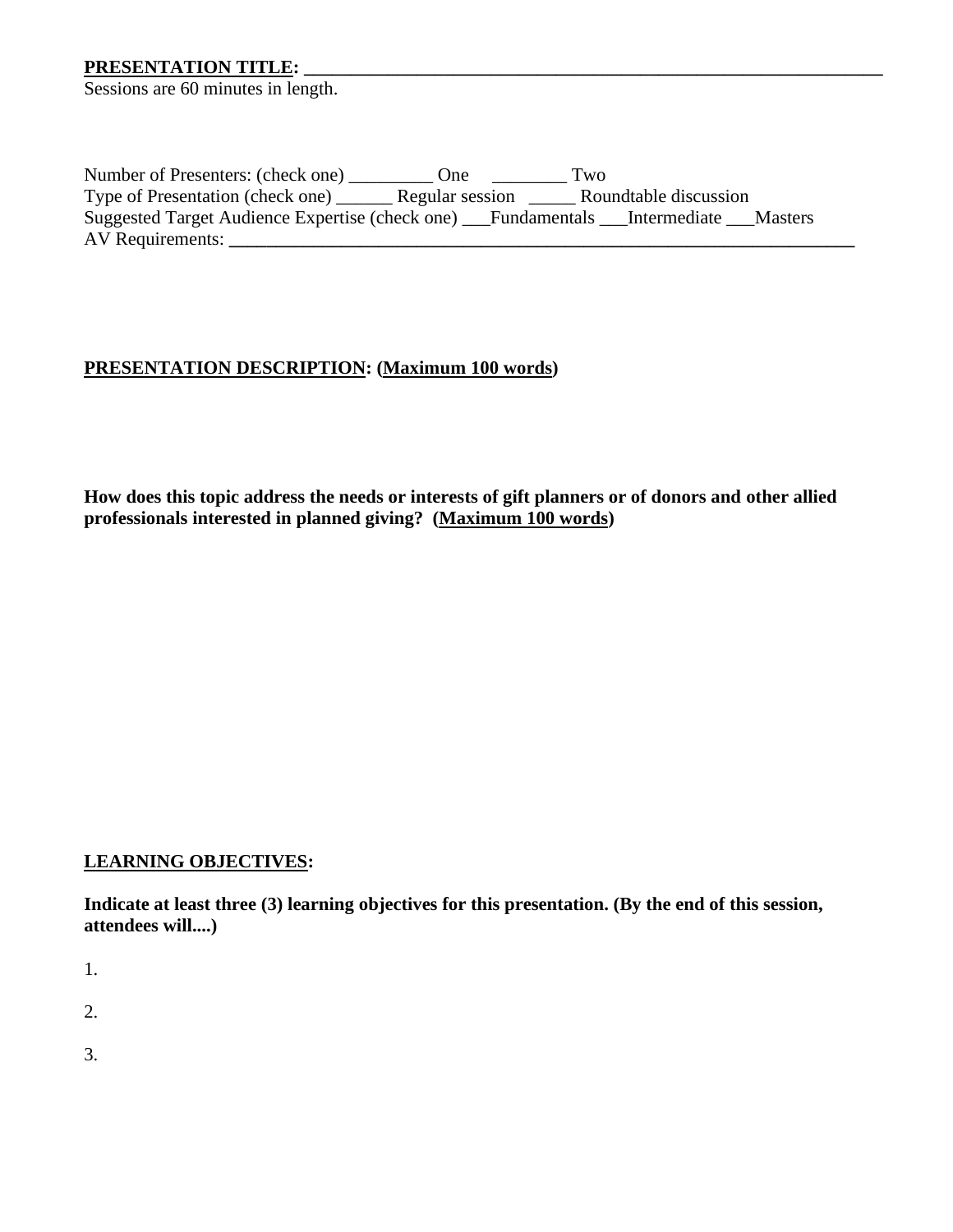**PRESENTATION TITLE: ________________________________________________________________**

Sessions are 60 minutes in length.

Number of Presenters: (check one) _________ One ________ Two

Type of Presentation (check one) ______ Regular session _____ Roundtable discussion

Suggested Target Audience Expertise (check one) ___Fundamentals ___Intermediate ___Masters

AV Requirements: **______________________________________________________________________**

**PRESENTATION DESCRIPTION: (Maximum 100 words)**

**How does this topic address the needs or interests of gift planners or of donors and other allied professionals interested in planned giving? (Maximum 100 words)**

**LEARNING OBJECTIVES:**

**Indicate at least three (3) learning objectives for this presentation. (By the end of this session, attendees will....)**

1.

2.

3.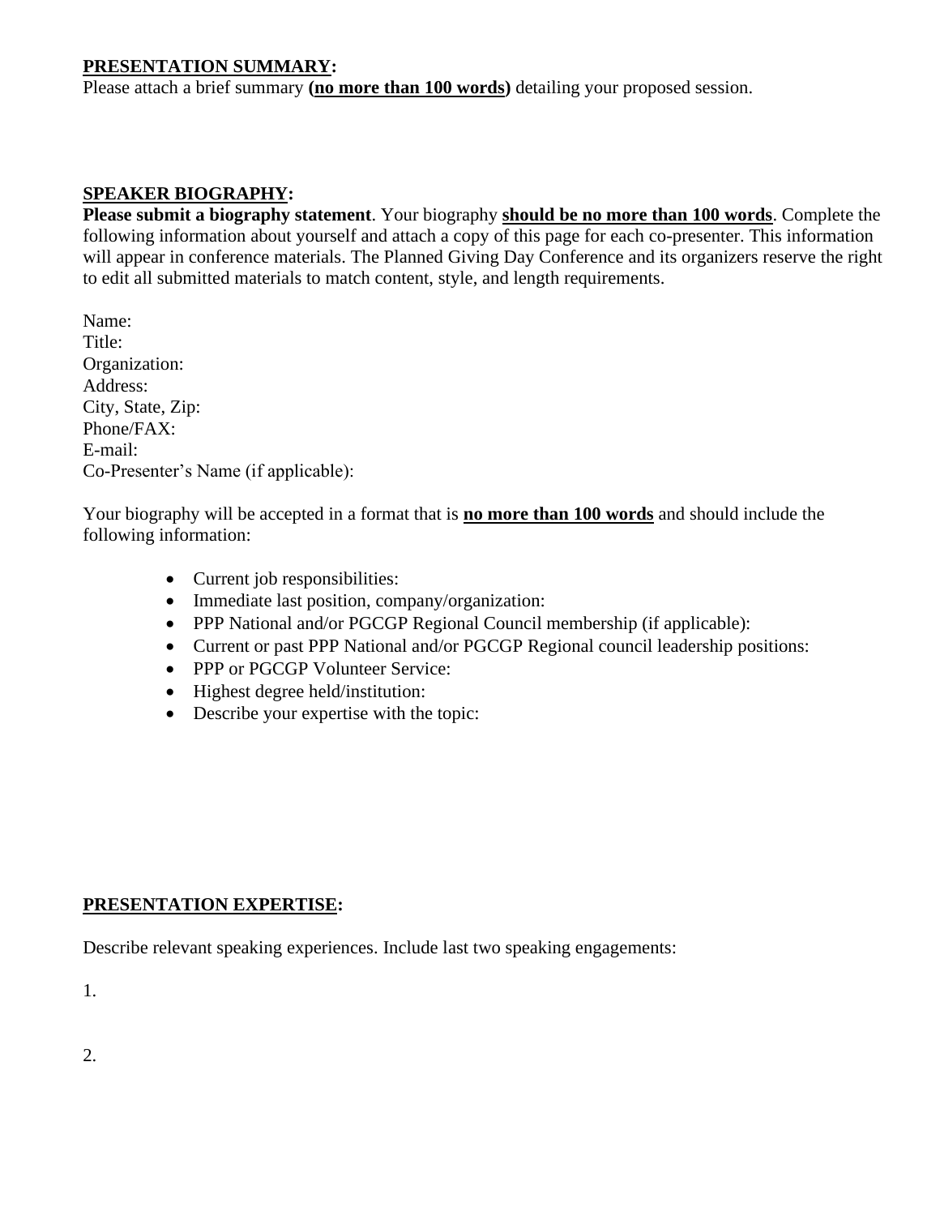**<u>PRESENTATION SUMMARY</u>:**
Please attach a brief summary **(<u>no more than 100 words</u>)** detailing your proposed session.

**<u>SPEAKER BIOGRAPHY</u>:**
**Please submit a biography statement**. Your biography **<u>should be no more than 100 words</u>**. Complete the following information about yourself and attach a copy of this page for each co-presenter. This information will appear in conference materials. The Planned Giving Day Conference and its organizers reserve the right to edit all submitted materials to match content, style, and length requirements.

Name:
Title:
Organization:
Address:
City, State, Zip:
Phone/FAX:
E-mail:
Co-Presenter's Name (if applicable):

Your biography will be accepted in a format that is **<u>no more than 100 words</u>** and should include the following information:

- Current job responsibilities:
- Immediate last position, company/organization:
- PPP National and/or PGCGP Regional Council membership (if applicable):
- Current or past PPP National and/or PGCGP Regional council leadership positions:
- PPP or PGCGP Volunteer Service:
- Highest degree held/institution:
- Describe your expertise with the topic:

**<u>PRESENTATION EXPERTISE</u>:**

Describe relevant speaking experiences. Include last two speaking engagements:

1.

2.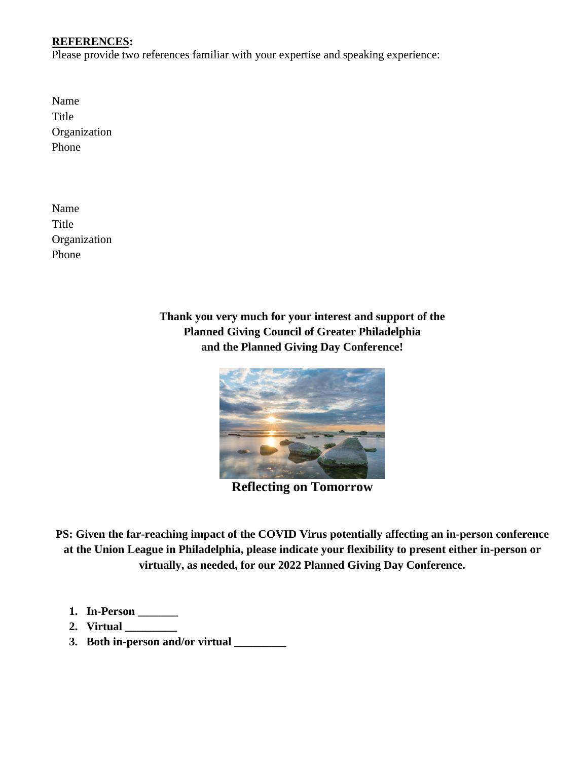**REFERENCES:**

Please provide two references familiar with your expertise and speaking experience:

Name
Title
Organization
Phone

Name
Title
Organization
Phone

**Thank you very much for your interest and support of the Planned Giving Council of Greater Philadelphia and the Planned Giving Day Conference!**

**Reflecting on Tomorrow**

**PS: Given the far-reaching impact of the COVID Virus potentially affecting an in-person conference at the Union League in Philadelphia, please indicate your flexibility to present either in-person or virtually, as needed, for our 2022 Planned Giving Day Conference.**

1. **In-Person _______**
2. **Virtual _________**
3. **Both in-person and/or virtual _________**